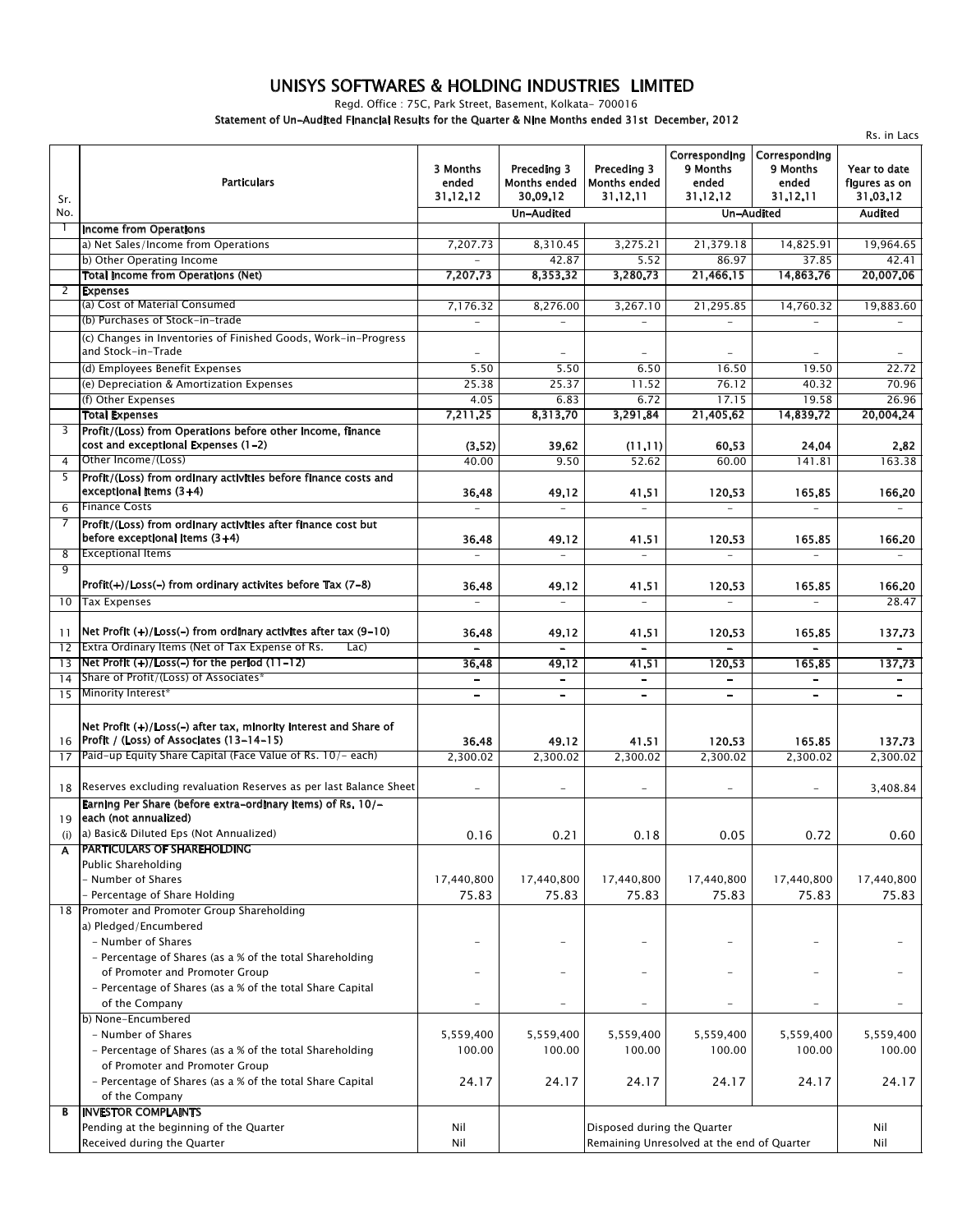# UNISYS SOFTWARES & HOLDING INDUSTRIES LIMITED

Regd. Office : 75C, Park Street, Basement, Kolkata- 700016

**Statement of Un-Audited Financial Results for the Quarter & Nine Months ended 31st December, 2012**

Rs. in Lacs

| Sr. No. | Particulars | 3 Months ended 31.12.12 | Preceding 3 Months ended 30.09.12 | Preceding 3 Months ended 31.12.11 | Corresponding 9 Months ended 31.12.12 | Corresponding 9 Months ended 31.12.11 | Year to date figures as on 31.03.12 |
|---|---|---|---|---|---|---|---|
| | | Un-Audited | | | Un-Audited | | Audited |
| 1 | **Income from Operations** | | | | | | |
| | a) Net Sales/Income from Operations | 7,207.73 | 8,310.45 | 3,275.21 | 21,379.18 | 14,825.91 | 19,964.65 |
| | b) Other Operating Income | - | 42.87 | 5.52 | 86.97 | 37.85 | 42.41 |
| | **Total Income from Operations (Net)** | **7,207.73** | **8,353.32** | **3,280.73** | **21,466.15** | **14,863.76** | **20,007.06** |
| 2 | **Expenses** | | | | | | |
| | (a) Cost of Material Consumed | 7,176.32 | 8,276.00 | 3,267.10 | 21,295.85 | 14,760.32 | 19,883.60 |
| | (b) Purchases of Stock-in-trade | - | - | - | - | - | - |
| | (c) Changes in Inventories of Finished Goods, Work-in-Progress and Stock-in-Trade | - | - | - | - | - | - |
| | (d) Employees Benefit Expenses | 5.50 | 5.50 | 6.50 | 16.50 | 19.50 | 22.72 |
| | (e) Depreciation & Amortization Expenses | 25.38 | 25.37 | 11.52 | 76.12 | 40.32 | 70.96 |
| | (f) Other Expenses | 4.05 | 6.83 | 6.72 | 17.15 | 19.58 | 26.96 |
| | **Total Expenses** | **7,211.25** | **8,313.70** | **3,291.84** | **21,405.62** | **14,839.72** | **20,004.24** |
| 3 | **Profit/(Loss) from Operations before other Income, finance cost and exceptional Expenses (1-2)** | **(3.52)** | **39.62** | **(11.11)** | **60.53** | **24.04** | **2.82** |
| 4 | Other Income/(Loss) | 40.00 | 9.50 | 52.62 | 60.00 | 141.81 | 163.38 |
| 5 | **Profit/(Loss) from ordinary activities before finance costs and exceptional Items (3+4)** | **36.48** | **49.12** | **41.51** | **120.53** | **165.85** | **166.20** |
| 6 | Finance Costs | - | - | - | - | - | - |
| 7 | **Profit/(Loss) from ordinary activities after finance cost but before exceptional Items (3+4)** | **36.48** | **49.12** | **41.51** | **120.53** | **165.85** | **166.20** |
| 8 | Exceptional Items | - | - | - | - | - | - |
| 9 | **Profit(+)/Loss(-) from ordinary activites before Tax (7-8)** | **36.48** | **49.12** | **41.51** | **120.53** | **165.85** | **166.20** |
| 10 | Tax Expenses | - | - | - | - | - | 28.47 |
| 11 | **Net Profit (+)/Loss(-) from ordinary activites after tax (9-10)** | **36.48** | **49.12** | **41.51** | **120.53** | **165.85** | **137.73** |
| 12 | Extra Ordinary Items (Net of Tax Expense of Rs. Lac) | - | - | - | - | - | - |
| 13 | **Net Profit (+)/Loss(-) for the period (11-12)** | **36.48** | **49.12** | **41.51** | **120.53** | **165.85** | **137.73** |
| 14 | Share of Profit/(Loss) of Associates* | - | - | - | - | - | - |
| 15 | Minority Interest* | - | - | - | - | - | - |
| 16 | **Net Profit (+)/Loss(-) after tax, minority interest and Share of Profit / (Loss) of Associates (13-14-15)** | **36.48** | **49.12** | **41.51** | **120.53** | **165.85** | **137.73** |
| 17 | Paid-up Equity Share Capital (Face Value of Rs. 10/- each) | 2,300.02 | 2,300.02 | 2,300.02 | 2,300.02 | 2,300.02 | 2,300.02 |
| 18 | Reserves excluding revaluation Reserves as per last Balance Sheet | - | - | - | - | - | 3,408.84 |
| 19 | **Earning Per Share (before extra-ordinary items) of Rs. 10/- each (not annualized)** | | | | | | |
| (i) | a) Basic& Diluted Eps (Not Annualized) | 0.16 | 0.21 | 0.18 | 0.05 | 0.72 | 0.60 |
| A | **PARTICULARS OF SHAREHOLDING** | | | | | | |
| | Public Shareholding | | | | | | |
| | - Number of Shares | 17,440,800 | 17,440,800 | 17,440,800 | 17,440,800 | 17,440,800 | 17,440,800 |
| | - Percentage of Share Holding | 75.83 | 75.83 | 75.83 | 75.83 | 75.83 | 75.83 |
| 18 | Promoter and Promoter Group Shareholding | | | | | | |
| | a) Pledged/Encumbered | | | | | | |
| | - Number of Shares | - | - | - | - | - | - |
| | - Percentage of Shares (as a % of the total Shareholding of Promoter and Promoter Group | - | - | - | - | - | - |
| | - Percentage of Shares (as a % of the total Share Capital of the Company | - | - | - | - | - | - |
| | b) None-Encumbered | | | | | | |
| | - Number of Shares | 5,559,400 | 5,559,400 | 5,559,400 | 5,559,400 | 5,559,400 | 5,559,400 |
| | - Percentage of Shares (as a % of the total Shareholding of Promoter and Promoter Group | 100.00 | 100.00 | 100.00 | 100.00 | 100.00 | 100.00 |
| | - Percentage of Shares (as a % of the total Share Capital of the Company | 24.17 | 24.17 | 24.17 | 24.17 | 24.17 | 24.17 |
| B | **INVESTOR COMPLAINTS** | | | | | | |
| | Pending at the beginning of the Quarter | Nil | | Disposed during the Quarter | | | Nil |
| | Received during the Quarter | Nil | | Remaining Unresolved at the end of Quarter | | | Nil |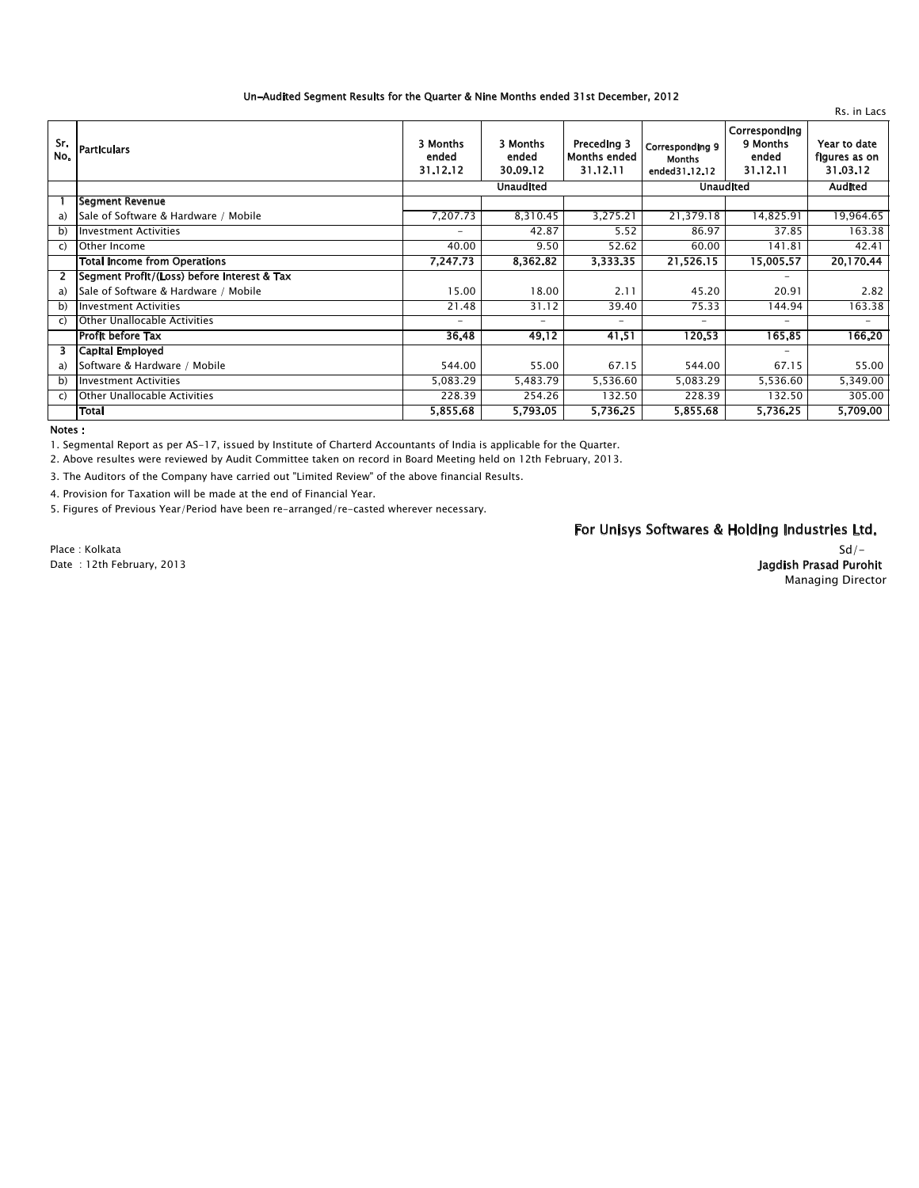### Un-Audited Segment Results for the Quarter & Nine Months ended 31st December, 2012

Rs. in Lacs

| Sr. No. | Particulars | 3 Months ended 31.12.12 | 3 Months ended 30.09.12 | Preceding 3 Months ended 31.12.11 | Corresponding 9 Months ended31.12.12 | Corresponding 9 Months ended 31.12.11 | Year to date figures as on 31.03.12 |
|---|---|---|---|---|---|---|---|
| | | Unaudited | | | Unaudited | | Audited |
| **1** | **Segment Revenue** | | | | | | |
| a) | Sale of Software & Hardware / Mobile | 7,207.73 | 8,310.45 | 3,275.21 | 21,379.18 | 14,825.91 | 19,964.65 |
| b) | Investment Activities | - | 42.87 | 5.52 | 86.97 | 37.85 | 163.38 |
| c) | Other Income | 40.00 | 9.50 | 52.62 | 60.00 | 141.81 | 42.41 |
| | **Total Income from Operations** | **7,247.73** | **8,362.82** | **3,333.35** | **21,526.15** | **15,005.57** | **20,170.44** |
| **2** | **Segment Profit/(Loss) before Interest & Tax** | | | | | - | |
| a) | Sale of Software & Hardware / Mobile | 15.00 | 18.00 | 2.11 | 45.20 | 20.91 | 2.82 |
| b) | Investment Activities | 21.48 | 31.12 | 39.40 | 75.33 | 144.94 | 163.38 |
| c) | Other Unallocable Activities | - | - | - | - | - | - |
| | **Profit before Tax** | **36.48** | **49.12** | **41.51** | **120.53** | **165.85** | **166.20** |
| **3** | **Capital Employed** | | | | | - | |
| a) | Software & Hardware / Mobile | 544.00 | 55.00 | 67.15 | 544.00 | 67.15 | 55.00 |
| b) | Investment Activities | 5,083.29 | 5,483.79 | 5,536.60 | 5,083.29 | 5,536.60 | 5,349.00 |
| c) | Other Unallocable Activities | 228.39 | 254.26 | 132.50 | 228.39 | 132.50 | 305.00 |
| | **Total** | **5,855.68** | **5,793.05** | **5,736.25** | **5,855.68** | **5,736.25** | **5,709.00** |

**Notes :**

1. Segmental Report as per AS-17, issued by Institute of Charterd Accountants of India is applicable for the Quarter.
2. Above resultes were reviewed by Audit Committee taken on record in Board Meeting held on 12th February, 2013.
3. The Auditors of the Company have carried out "Limited Review" of the above financial Results.
4. Provision for Taxation will be made at the end of Financial Year.
5. Figures of Previous Year/Period have been re-arranged/re-casted wherever necessary.

**For Unisys Softwares & Holding Industries Ltd.**

Place : Kolkata
Date : 12th February, 2013

Sd/-
**Jagdish Prasad Purohit**
Managing Director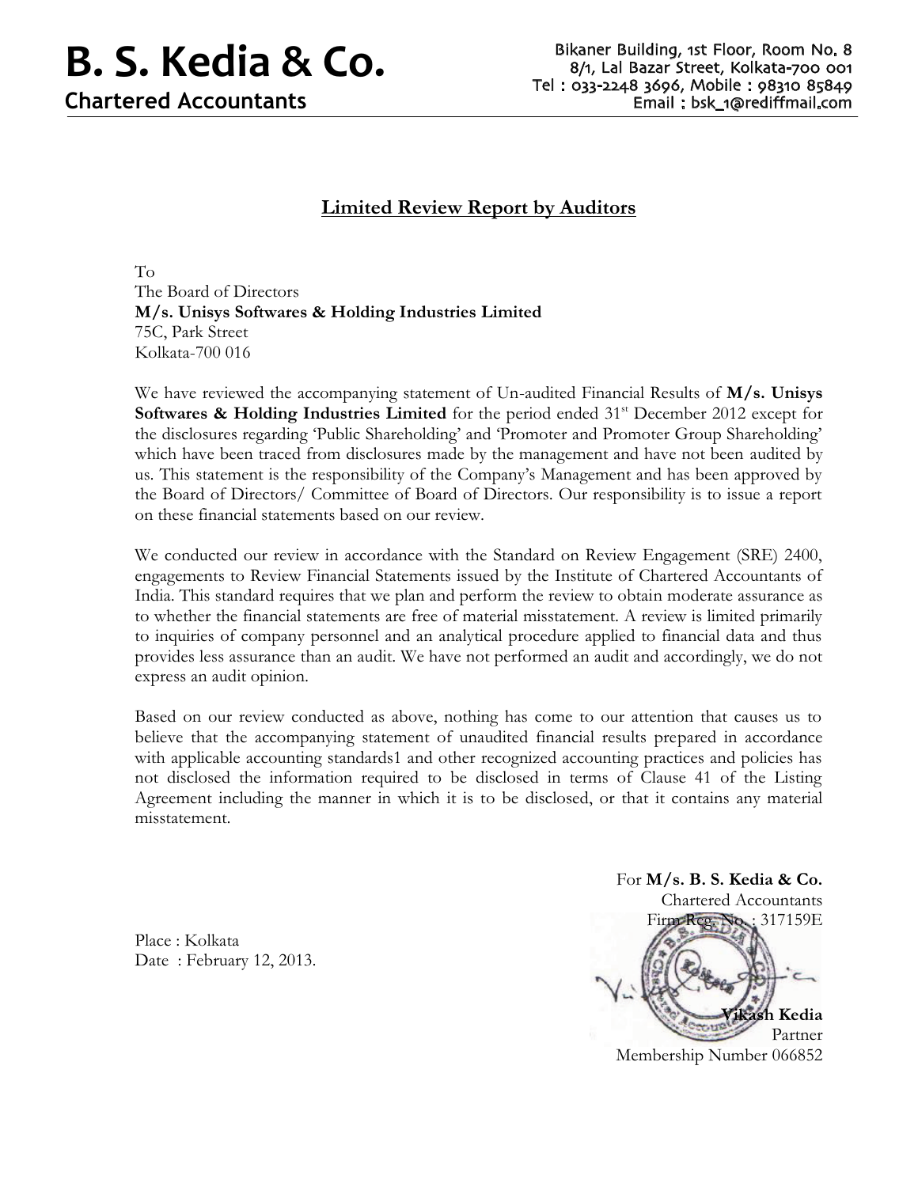# B. S. Kedia & Co.

**Chartered Accountants**

Bikaner Building, 1st Floor, Room No. 8
8/1, Lal Bazar Street, Kolkata-700 001
Tel : 033-2248 3696, Mobile : 98310 85849
Email : bsk_1@rediffmail.com

## Limited Review Report by Auditors

To
The Board of Directors
**M/s. Unisys Softwares & Holding Industries Limited**
75C, Park Street
Kolkata-700 016

We have reviewed the accompanying statement of Un-audited Financial Results of **M/s. Unisys Softwares & Holding Industries Limited** for the period ended 31st December 2012 except for the disclosures regarding 'Public Shareholding' and 'Promoter and Promoter Group Shareholding' which have been traced from disclosures made by the management and have not been audited by us. This statement is the responsibility of the Company's Management and has been approved by the Board of Directors/ Committee of Board of Directors. Our responsibility is to issue a report on these financial statements based on our review.

We conducted our review in accordance with the Standard on Review Engagement (SRE) 2400, engagements to Review Financial Statements issued by the Institute of Chartered Accountants of India. This standard requires that we plan and perform the review to obtain moderate assurance as to whether the financial statements are free of material misstatement. A review is limited primarily to inquiries of company personnel and an analytical procedure applied to financial data and thus provides less assurance than an audit. We have not performed an audit and accordingly, we do not express an audit opinion.

Based on our review conducted as above, nothing has come to our attention that causes us to believe that the accompanying statement of unaudited financial results prepared in accordance with applicable accounting standards1 and other recognized accounting practices and policies has not disclosed the information required to be disclosed in terms of Clause 41 of the Listing Agreement including the manner in which it is to be disclosed, or that it contains any material misstatement.

For **M/s. B. S. Kedia & Co.**
Chartered Accountants
Firm Reg. No. : 317159E

Place : Kolkata
Date : February 12, 2013.

**Vikash Kedia**
Partner
Membership Number 066852